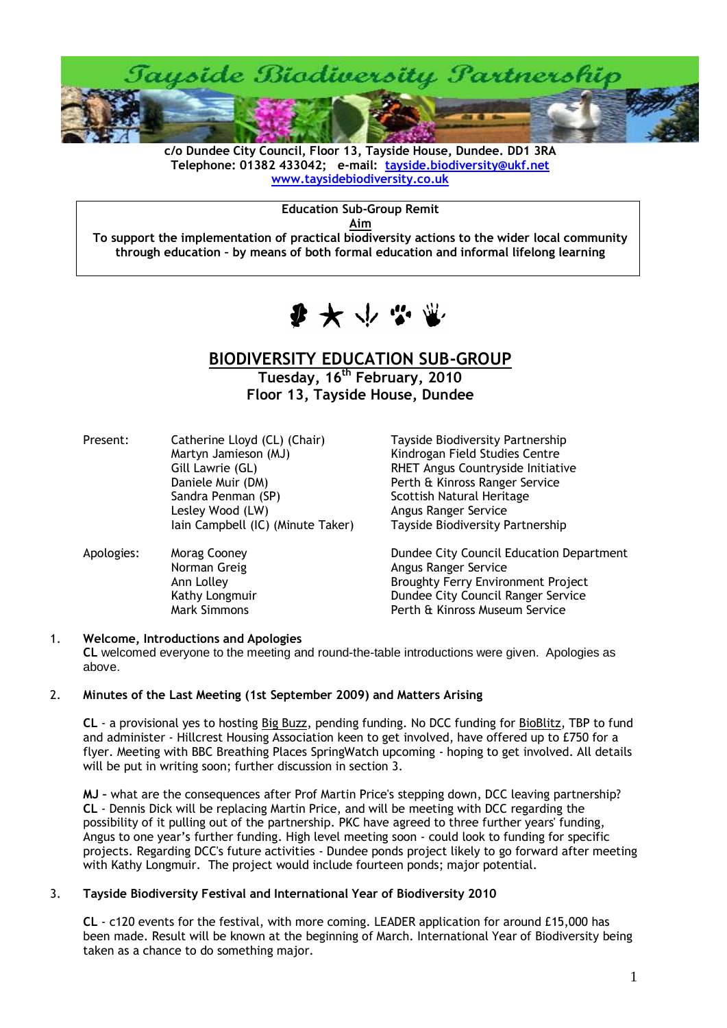# Tayside Biodiversity Partnership

**c/o Dundee City Council, Floor 13, Tayside House, Dundee. DD1 3RA**
**Telephone: 01382 433042; e-mail: tayside.biodiversity@ukf.net**
**www.taysidebiodiversity.co.uk**

> **Education Sub-Group Remit**
>
> **Aim**
>
> **To support the implementation of practical biodiversity actions to the wider local community through education – by means of both formal education and informal lifelong learning**

## BIODIVERSITY EDUCATION SUB-GROUP

**Tuesday, 16th February, 2010**
**Floor 13, Tayside House, Dundee**

| | | |
|---|---|---|
| Present: | Catherine Lloyd (CL) (Chair) | Tayside Biodiversity Partnership |
| | Martyn Jamieson (MJ) | Kindrogan Field Studies Centre |
| | Gill Lawrie (GL) | RHET Angus Countryside Initiative |
| | Daniele Muir (DM) | Perth & Kinross Ranger Service |
| | Sandra Penman (SP) | Scottish Natural Heritage |
| | Lesley Wood (LW) | Angus Ranger Service |
| | Iain Campbell (IC) (Minute Taker) | Tayside Biodiversity Partnership |
| Apologies: | Morag Cooney | Dundee City Council Education Department |
| | Norman Greig | Angus Ranger Service |
| | Ann Lolley | Broughty Ferry Environment Project |
| | Kathy Longmuir | Dundee City Council Ranger Service |
| | Mark Simmons | Perth & Kinross Museum Service |

1. **Welcome, Introductions and Apologies**
   **CL** welcomed everyone to the meeting and round-the-table introductions were given. Apologies as above.

2. **Minutes of the Last Meeting (1st September 2009) and Matters Arising**

   **CL** - a provisional yes to hosting Big Buzz, pending funding. No DCC funding for BioBlitz, TBP to fund and administer - Hillcrest Housing Association keen to get involved, have offered up to £750 for a flyer. Meeting with BBC Breathing Places SpringWatch upcoming - hoping to get involved. All details will be put in writing soon; further discussion in section 3.

   **MJ -** what are the consequences after Prof Martin Price's stepping down, DCC leaving partnership? **CL** - Dennis Dick will be replacing Martin Price, and will be meeting with DCC regarding the possibility of it pulling out of the partnership. PKC have agreed to three further years' funding, Angus to one year's further funding. High level meeting soon - could look to funding for specific projects. Regarding DCC's future activities - Dundee ponds project likely to go forward after meeting with Kathy Longmuir. The project would include fourteen ponds; major potential.

3. **Tayside Biodiversity Festival and International Year of Biodiversity 2010**

   **CL** - c120 events for the festival, with more coming. LEADER application for around £15,000 has been made. Result will be known at the beginning of March. International Year of Biodiversity being taken as a chance to do something major.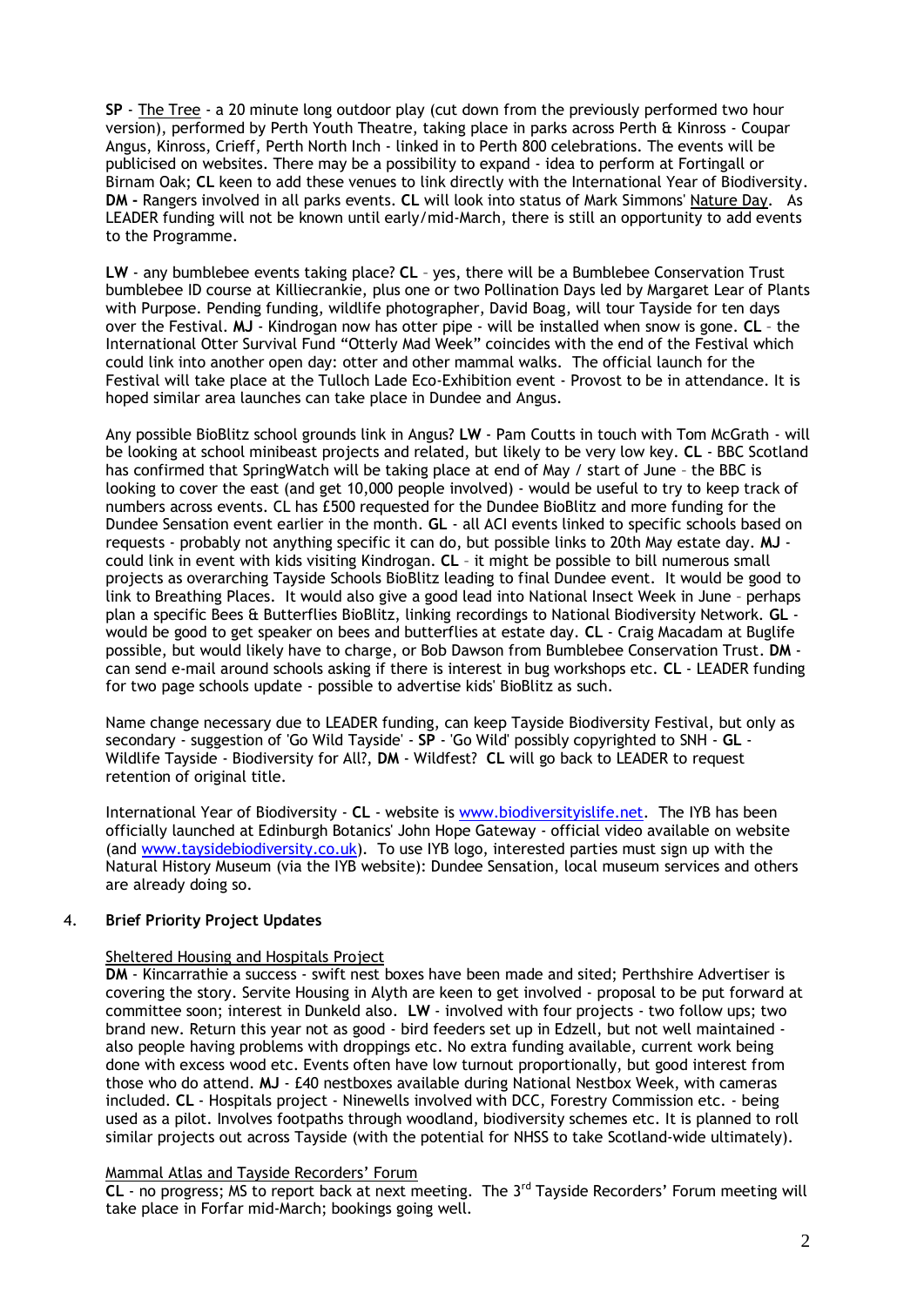**SP** - The Tree - a 20 minute long outdoor play (cut down from the previously performed two hour version), performed by Perth Youth Theatre, taking place in parks across Perth & Kinross - Coupar Angus, Kinross, Crieff, Perth North Inch - linked in to Perth 800 celebrations. The events will be publicised on websites. There may be a possibility to expand - idea to perform at Fortingall or Birnam Oak; **CL** keen to add these venues to link directly with the International Year of Biodiversity. **DM -** Rangers involved in all parks events. **CL** will look into status of Mark Simmons' Nature Day. As LEADER funding will not be known until early/mid-March, there is still an opportunity to add events to the Programme.

**LW** - any bumblebee events taking place? **CL** – yes, there will be a Bumblebee Conservation Trust bumblebee ID course at Killiecrankie, plus one or two Pollination Days led by Margaret Lear of Plants with Purpose. Pending funding, wildlife photographer, David Boag, will tour Tayside for ten days over the Festival. **MJ** - Kindrogan now has otter pipe - will be installed when snow is gone. **CL** – the International Otter Survival Fund "Otterly Mad Week" coincides with the end of the Festival which could link into another open day: otter and other mammal walks. The official launch for the Festival will take place at the Tulloch Lade Eco-Exhibition event - Provost to be in attendance. It is hoped similar area launches can take place in Dundee and Angus.

Any possible BioBlitz school grounds link in Angus? **LW** - Pam Coutts in touch with Tom McGrath - will be looking at school minibeast projects and related, but likely to be very low key. **CL** - BBC Scotland has confirmed that SpringWatch will be taking place at end of May / start of June – the BBC is looking to cover the east (and get 10,000 people involved) - would be useful to try to keep track of numbers across events. CL has £500 requested for the Dundee BioBlitz and more funding for the Dundee Sensation event earlier in the month. **GL** - all ACI events linked to specific schools based on requests - probably not anything specific it can do, but possible links to 20th May estate day. **MJ** - could link in event with kids visiting Kindrogan. **CL** – it might be possible to bill numerous small projects as overarching Tayside Schools BioBlitz leading to final Dundee event. It would be good to link to Breathing Places. It would also give a good lead into National Insect Week in June – perhaps plan a specific Bees & Butterflies BioBlitz, linking recordings to National Biodiversity Network. **GL** - would be good to get speaker on bees and butterflies at estate day. **CL** - Craig Macadam at Buglife possible, but would likely have to charge, or Bob Dawson from Bumblebee Conservation Trust. **DM** - can send e-mail around schools asking if there is interest in bug workshops etc. **CL** - LEADER funding for two page schools update - possible to advertise kids' BioBlitz as such.

Name change necessary due to LEADER funding, can keep Tayside Biodiversity Festival, but only as secondary - suggestion of 'Go Wild Tayside' - **SP** - 'Go Wild' possibly copyrighted to SNH - **GL** - Wildlife Tayside - Biodiversity for All?, **DM** - Wildfest? **CL** will go back to LEADER to request retention of original title.

International Year of Biodiversity - **CL** - website is www.biodiversityislife.net. The IYB has been officially launched at Edinburgh Botanics' John Hope Gateway - official video available on website (and www.taysidebiodiversity.co.uk). To use IYB logo, interested parties must sign up with the Natural History Museum (via the IYB website): Dundee Sensation, local museum services and others are already doing so.

## 4. Brief Priority Project Updates

### Sheltered Housing and Hospitals Project

**DM** - Kincarrathie a success - swift nest boxes have been made and sited; Perthshire Advertiser is covering the story. Servite Housing in Alyth are keen to get involved - proposal to be put forward at committee soon; interest in Dunkeld also. **LW** - involved with four projects - two follow ups; two brand new. Return this year not as good - bird feeders set up in Edzell, but not well maintained - also people having problems with droppings etc. No extra funding available, current work being done with excess wood etc. Events often have low turnout proportionally, but good interest from those who do attend. **MJ** - £40 nestboxes available during National Nestbox Week, with cameras included. **CL** - Hospitals project - Ninewells involved with DCC, Forestry Commission etc. - being used as a pilot. Involves footpaths through woodland, biodiversity schemes etc. It is planned to roll similar projects out across Tayside (with the potential for NHSS to take Scotland-wide ultimately).

### Mammal Atlas and Tayside Recorders' Forum

**CL** - no progress; MS to report back at next meeting. The 3rd Tayside Recorders' Forum meeting will take place in Forfar mid-March; bookings going well.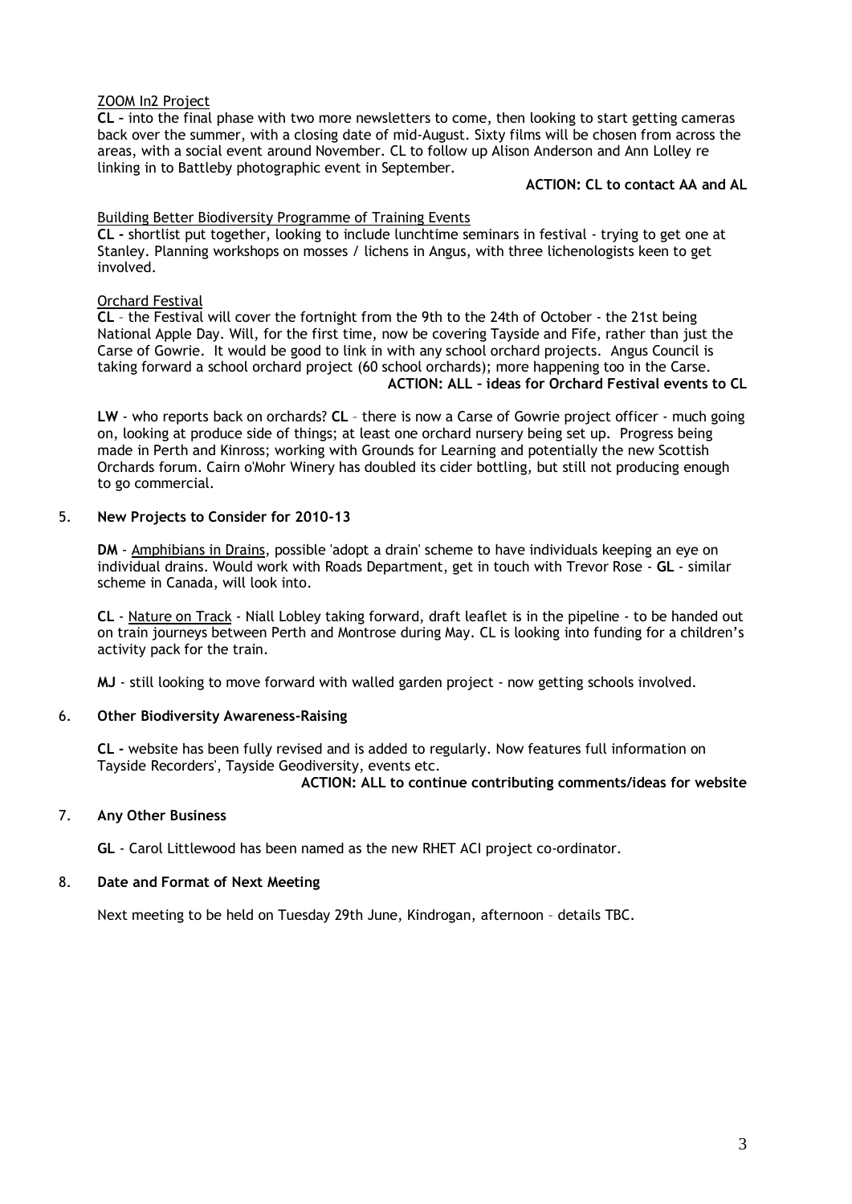ZOOM In2 Project

**CL -** into the final phase with two more newsletters to come, then looking to start getting cameras back over the summer, with a closing date of mid-August. Sixty films will be chosen from across the areas, with a social event around November. CL to follow up Alison Anderson and Ann Lolley re linking in to Battleby photographic event in September.

**ACTION: CL to contact AA and AL**

Building Better Biodiversity Programme of Training Events

**CL -** shortlist put together, looking to include lunchtime seminars in festival - trying to get one at Stanley. Planning workshops on mosses / lichens in Angus, with three lichenologists keen to get involved.

Orchard Festival

**CL** – the Festival will cover the fortnight from the 9th to the 24th of October - the 21st being National Apple Day. Will, for the first time, now be covering Tayside and Fife, rather than just the Carse of Gowrie. It would be good to link in with any school orchard projects. Angus Council is taking forward a school orchard project (60 school orchards); more happening too in the Carse.

**ACTION: ALL – ideas for Orchard Festival events to CL**

**LW** - who reports back on orchards? **CL** – there is now a Carse of Gowrie project officer - much going on, looking at produce side of things; at least one orchard nursery being set up. Progress being made in Perth and Kinross; working with Grounds for Learning and potentially the new Scottish Orchards forum. Cairn o'Mohr Winery has doubled its cider bottling, but still not producing enough to go commercial.

5. **New Projects to Consider for 2010-13**

   **DM** - Amphibians in Drains, possible 'adopt a drain' scheme to have individuals keeping an eye on individual drains. Would work with Roads Department, get in touch with Trevor Rose - **GL** - similar scheme in Canada, will look into.

   **CL** - Nature on Track - Niall Lobley taking forward, draft leaflet is in the pipeline - to be handed out on train journeys between Perth and Montrose during May. CL is looking into funding for a children's activity pack for the train.

   **MJ** - still looking to move forward with walled garden project - now getting schools involved.

6. **Other Biodiversity Awareness-Raising**

   **CL -** website has been fully revised and is added to regularly. Now features full information on Tayside Recorders', Tayside Geodiversity, events etc.

   **ACTION: ALL to continue contributing comments/ideas for website**

7. **Any Other Business**

   **GL** - Carol Littlewood has been named as the new RHET ACI project co-ordinator.

8. **Date and Format of Next Meeting**

   Next meeting to be held on Tuesday 29th June, Kindrogan, afternoon – details TBC.